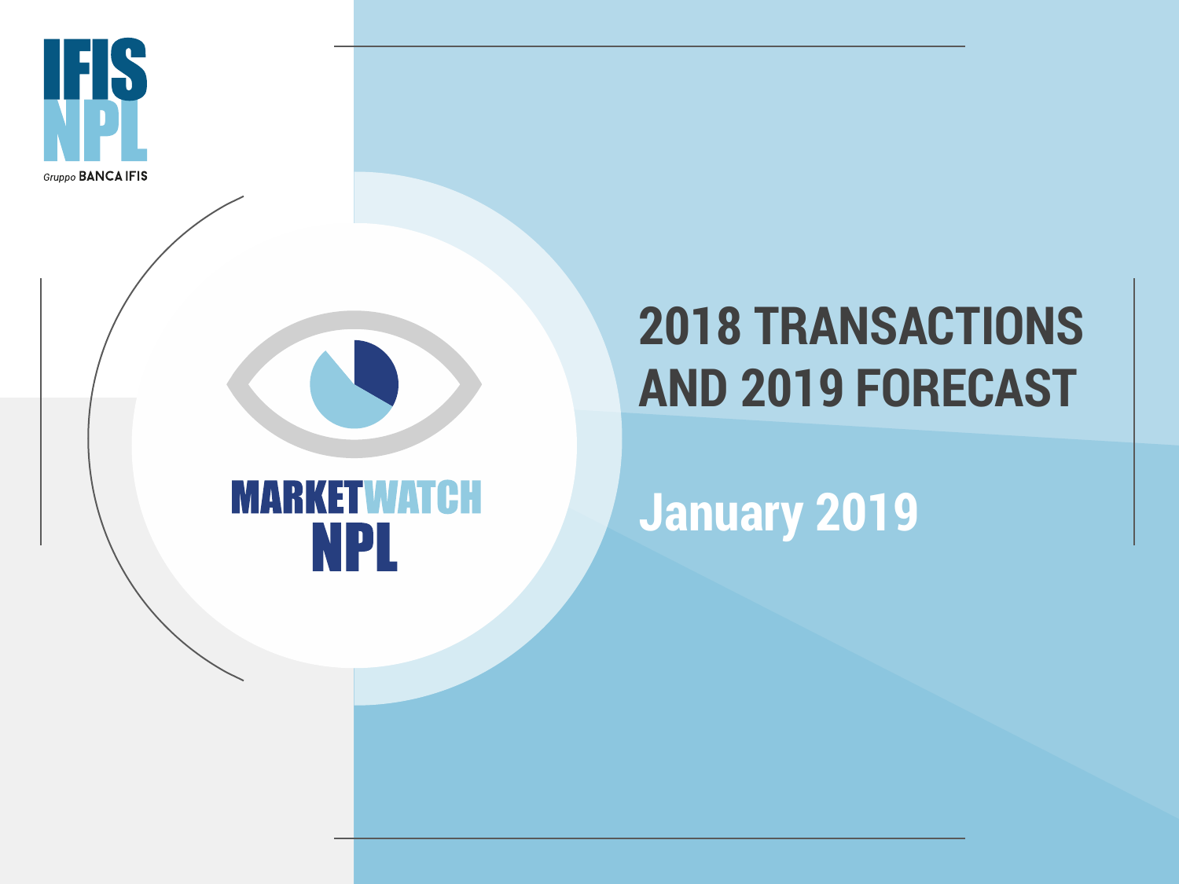IFIS NPL

Gruppo BANCA IFIS

MARKETWATCH NPL

# 2018 TRANSACTIONS AND 2019 FORECAST

## January 2019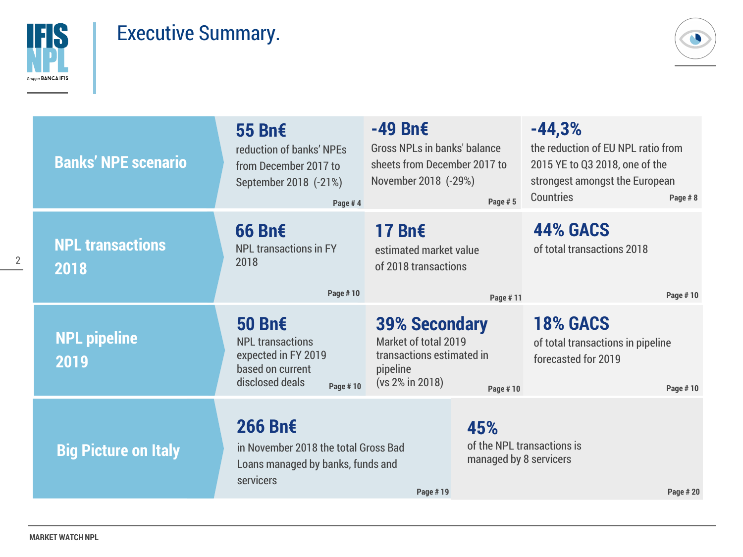# Executive Summary.

## Banks' NPE scenario

**55 Bn€**
reduction of banks' NPEs from December 2017 to September 2018 (-21%)
Page # 4

**-49 Bn€**
Gross NPLs in banks' balance sheets from December 2017 to November 2018 (-29%)
Page # 5

**-44,3%**
the reduction of EU NPL ratio from 2015 YE to Q3 2018, one of the strongest amongst the European Countries
Page # 8

## NPL transactions 2018

**66 Bn€**
NPL transactions in FY 2018
Page # 10

**17 Bn€**
estimated market value of 2018 transactions
Page # 11

**44% GACS**
of total transactions 2018
Page # 10

## NPL pipeline 2019

**50 Bn€**
NPL transactions expected in FY 2019 based on current disclosed deals
Page # 10

**39% Secondary**
Market of total 2019 transactions estimated in pipeline
(vs 2% in 2018)
Page # 10

**18% GACS**
of total transactions in pipeline forecasted for 2019
Page # 10

## Big Picture on Italy

**266 Bn€**
in November 2018 the total Gross Bad Loans managed by banks, funds and servicers
Page # 19

**45%**
of the NPL transactions is managed by 8 servicers
Page # 20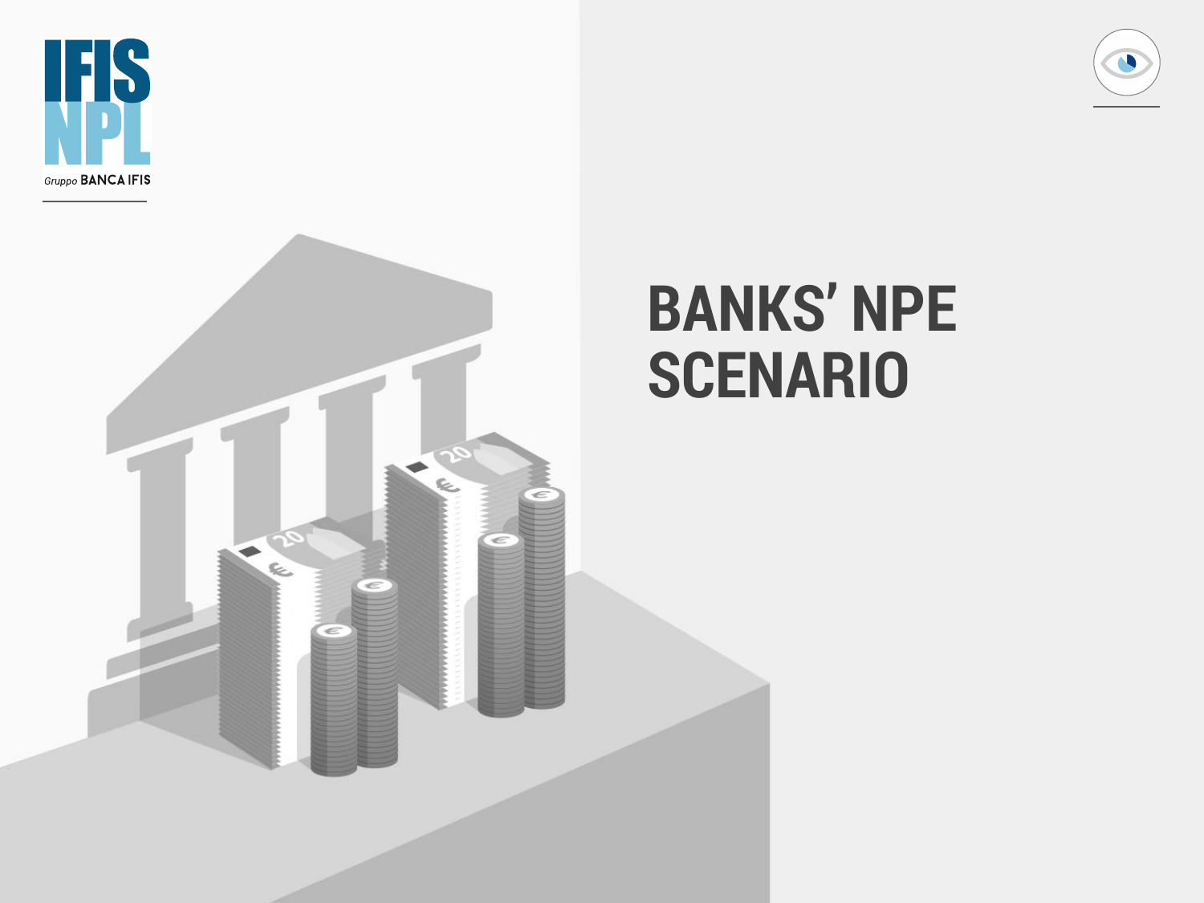# BANKS' NPE SCENARIO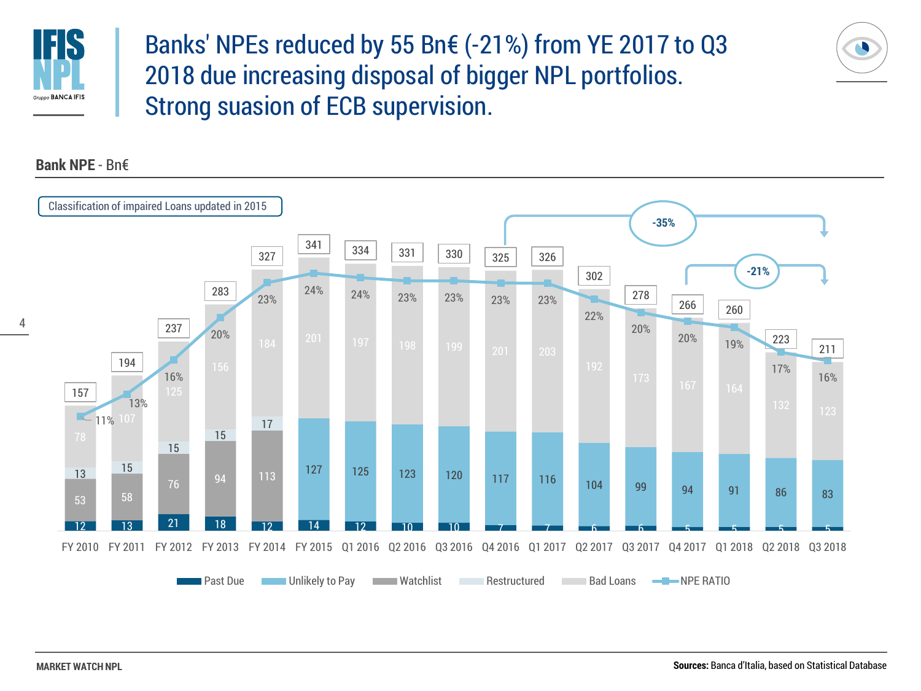# Banks' NPEs reduced by 55 Bn€ (-21%) from YE 2017 to Q3 2018 due increasing disposal of bigger NPL portfolios. Strong suasion of ECB supervision.

**Bank NPE** - Bn€

Classification of impaired Loans updated in 2015

| Period | Past Due | Unlikely to Pay | Watchlist | Restructured | Bad Loans | Total | NPE RATIO |
|---|---|---|---|---|---|---|---|
| FY 2010 | 12 | | 53 | 13 | 78 | 157 | 11% |
| FY 2011 | 13 | | 58 | 15 | 107 | 194 | 13% |
| FY 2012 | 21 | | 76 | 15 | 125 | 237 | 16% |
| FY 2013 | 18 | | 94 | 15 | 156 | 283 | 20% |
| FY 2014 | 12 | | 113 | 17 | 184 | 327 | 23% |
| FY 2015 | 14 | 127 | | | 201 | 341 | 24% |
| Q1 2016 | 12 | 125 | | | 197 | 334 | 24% |
| Q2 2016 | 10 | 123 | | | 198 | 331 | 23% |
| Q3 2016 | 10 | 120 | | | 199 | 330 | 23% |
| Q4 2016 | 7 | 117 | | | 201 | 325 | 23% |
| Q1 2017 | 7 | 116 | | | 203 | 326 | 23% |
| Q2 2017 | 6 | 104 | | | 192 | 302 | 22% |
| Q3 2017 | 6 | 99 | | | 173 | 278 | 20% |
| Q4 2017 | 5 | 94 | | | 167 | 266 | 20% |
| Q1 2018 | 5 | 91 | | | 164 | 260 | 19% |
| Q2 2018 | 5 | 86 | | | 132 | 223 | 17% |
| Q3 2018 | 5 | 83 | | | 123 | 211 | 16% |

-35% (Q4 2016 to Q3 2018)

-21% (Q4 2017 to Q3 2018)

**Sources:** Banca d'Italia, based on Statistical Database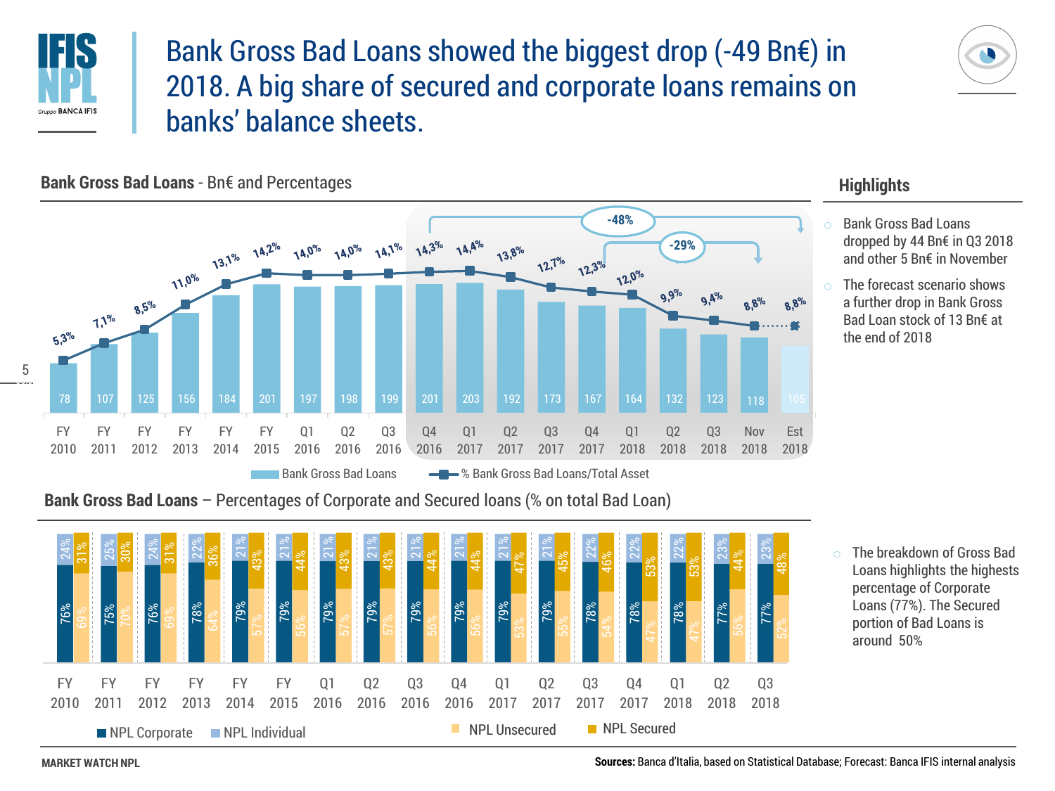# Bank Gross Bad Loans showed the biggest drop (-49 Bn€) in 2018. A big share of secured and corporate loans remains on banks' balance sheets.

## Bank Gross Bad Loans - Bn€ and Percentages

| Period | Bank Gross Bad Loans (Bn€) | % Bank Gross Bad Loans/Total Asset |
|---|---|---|
| FY 2010 | 78 | 5,3% |
| FY 2011 | 107 | 7,1% |
| FY 2012 | 125 | 8,5% |
| FY 2013 | 156 | 11,0% |
| FY 2014 | 184 | 13,1% |
| FY 2015 | 201 | 14,2% |
| Q1 2016 | 197 | 14,0% |
| Q2 2016 | 198 | 14,0% |
| Q3 2016 | 199 | 14,1% |
| Q4 2016 | 201 | 14,3% |
| Q1 2017 | 203 | 14,4% |
| Q2 2017 | 192 | 13,8% |
| Q3 2017 | 173 | 12,7% |
| Q4 2017 | 167 | 12,3% |
| Q1 2018 | 164 | 12,0% |
| Q2 2018 | 132 | 9,9% |
| Q3 2018 | 123 | 9,4% |
| Nov 2018 | 118 | 8,8% |
| Est 2018 | 105 | 8,8% |

-48% (Q4 2016 – Est 2018); -29% (Q4 2017 – Nov 2018)

## Highlights

- Bank Gross Bad Loans dropped by 44 Bn€ in Q3 2018 and other 5 Bn€ in November
- The forecast scenario shows a further drop in Bank Gross Bad Loan stock of 13 Bn€ at the end of 2018

## Bank Gross Bad Loans – Percentages of Corporate and Secured loans (% on total Bad Loan)

| Period | NPL Corporate | NPL Individual | NPL Unsecured | NPL Secured |
|---|---|---|---|---|
| FY 2010 | 76% | 24% | 69% | 31% |
| FY 2011 | 75% | 25% | 70% | 30% |
| FY 2012 | 76% | 24% | 69% | 31% |
| FY 2013 | 78% | 22% | 64% | 36% |
| FY 2014 | 79% | 21% | 57% | 43% |
| FY 2015 | 79% | 21% | 56% | 44% |
| Q1 2016 | 79% | 21% | 57% | 43% |
| Q2 2016 | 79% | 21% | 57% | 43% |
| Q3 2016 | 79% | 21% | 56% | 44% |
| Q4 2016 | 79% | 21% | 56% | 44% |
| Q1 2017 | 79% | 21% | 53% | 47% |
| Q2 2017 | 79% | 21% | 55% | 45% |
| Q3 2017 | 78% | 22% | 54% | 46% |
| Q4 2017 | 78% | 22% | 47% | 53% |
| Q1 2018 | 78% | 22% | 47% | 53% |
| Q2 2018 | 77% | 23% | 56% | 44% |
| Q3 2018 | 77% | 23% | 52% | 48% |

- The breakdown of Gross Bad Loans highlights the highests percentage of Corporate Loans (77%). The Secured portion of Bad Loans is around 50%

MARKET WATCH NPL

**Sources:** Banca d'Italia, based on Statistical Database; Forecast: Banca IFIS internal analysis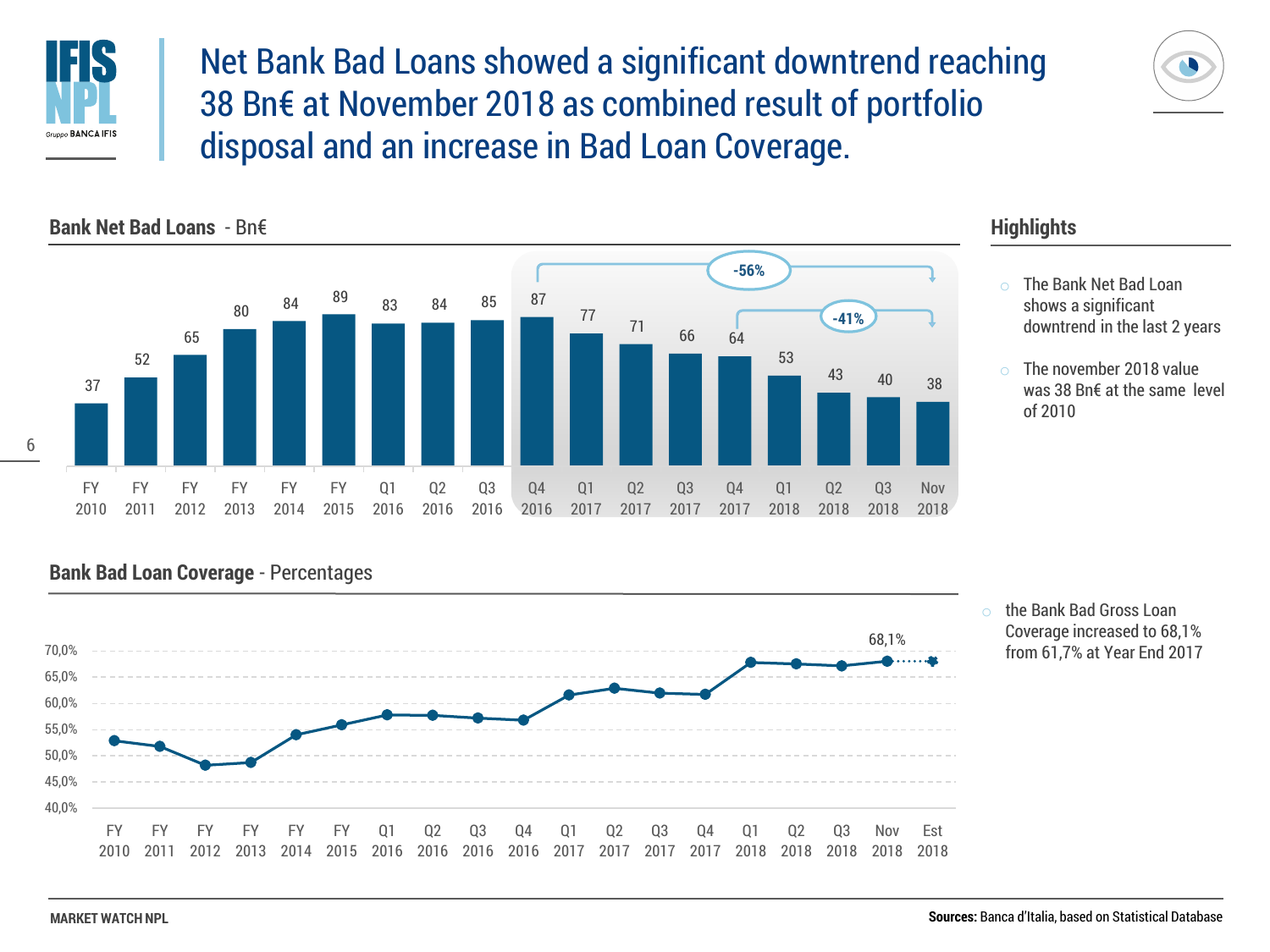# Net Bank Bad Loans showed a significant downtrend reaching 38 Bn€ at November 2018 as combined result of portfolio disposal and an increase in Bad Loan Coverage.

## Bank Net Bad Loans - Bn€

| FY 2010 | FY 2011 | FY 2012 | FY 2013 | FY 2014 | FY 2015 | Q1 2016 | Q2 2016 | Q3 2016 | Q4 2016 | Q1 2017 | Q2 2017 | Q3 2017 | Q4 2017 | Q1 2018 | Q2 2018 | Q3 2018 | Nov 2018 |
|---|---|---|---|---|---|---|---|---|---|---|---|---|---|---|---|---|---|
| 37 | 52 | 65 | 80 | 84 | 89 | 83 | 84 | 85 | 87 | 77 | 71 | 66 | 64 | 53 | 43 | 40 | 38 |

-56% (Q4 2016 – Nov 2018)

-41% (Q4 2017 – Nov 2018)

## Highlights

- The Bank Net Bad Loan shows a significant downtrend in the last 2 years
- The november 2018 value was 38 Bn€ at the same level of 2010

## Bank Bad Loan Coverage - Percentages

Y-axis: 40,0% – 70,0%; X-axis: FY 2010, FY 2011, FY 2012, FY 2013, FY 2014, FY 2015, Q1 2016, Q2 2016, Q3 2016, Q4 2016, Q1 2017, Q2 2017, Q3 2017, Q4 2017, Q1 2018, Q2 2018, Q3 2018, Nov 2018, Est 2018

Nov 2018: 68,1%

- the Bank Bad Gross Loan Coverage increased to 68,1% from 61,7% at Year End 2017

**Sources:** Banca d'Italia, based on Statistical Database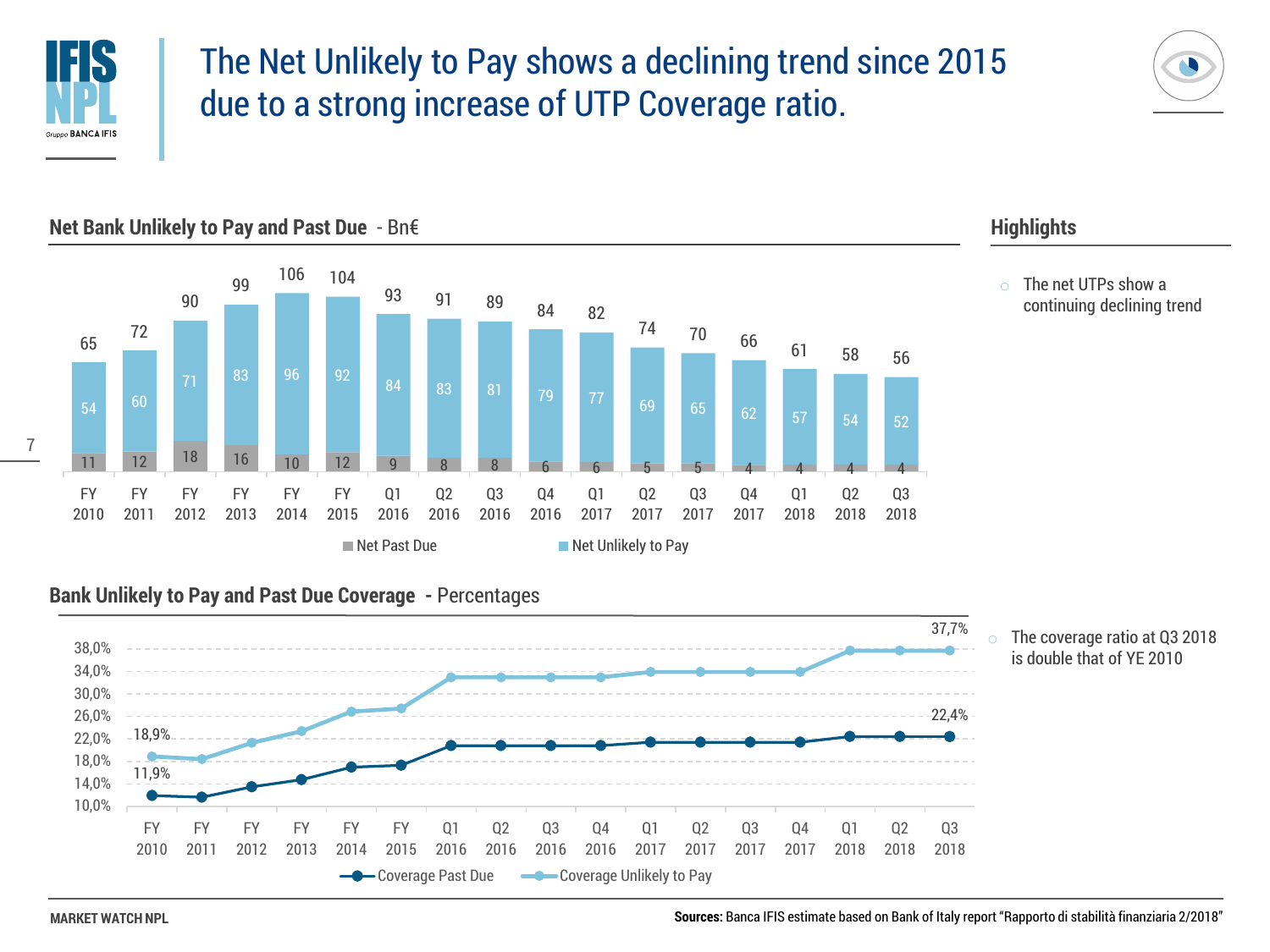# The Net Unlikely to Pay shows a declining trend since 2015 due to a strong increase of UTP Coverage ratio.

## Net Bank Unlikely to Pay and Past Due - Bn€

| | FY 2010 | FY 2011 | FY 2012 | FY 2013 | FY 2014 | FY 2015 | Q1 2016 | Q2 2016 | Q3 2016 | Q4 2016 | Q1 2017 | Q2 2017 | Q3 2017 | Q4 2017 | Q1 2018 | Q2 2018 | Q3 2018 |
|---|---|---|---|---|---|---|---|---|---|---|---|---|---|---|---|---|---|
| Net Past Due | 11 | 12 | 18 | 16 | 10 | 12 | 9 | 8 | 8 | 6 | 6 | 5 | 5 | 4 | 4 | 4 | 4 |
| Net Unlikely to Pay | 54 | 60 | 71 | 83 | 96 | 92 | 84 | 83 | 81 | 79 | 77 | 69 | 65 | 62 | 57 | 54 | 52 |
| Total | 65 | 72 | 90 | 99 | 106 | 104 | 93 | 91 | 89 | 84 | 82 | 74 | 70 | 66 | 61 | 58 | 56 |

## Bank Unlikely to Pay and Past Due Coverage - Percentages

| | FY 2010 | ... | Q3 2018 |
|---|---|---|---|
| Coverage Past Due | 11,9% | ... | 22,4% |
| Coverage Unlikely to Pay | 18,9% | ... | 37,7% |

## Highlights

- The net UTPs show a continuing declining trend
- The coverage ratio at Q3 2018 is double that of YE 2010

**Sources:** Banca IFIS estimate based on Bank of Italy report "Rapporto di stabilità finanziaria 2/2018"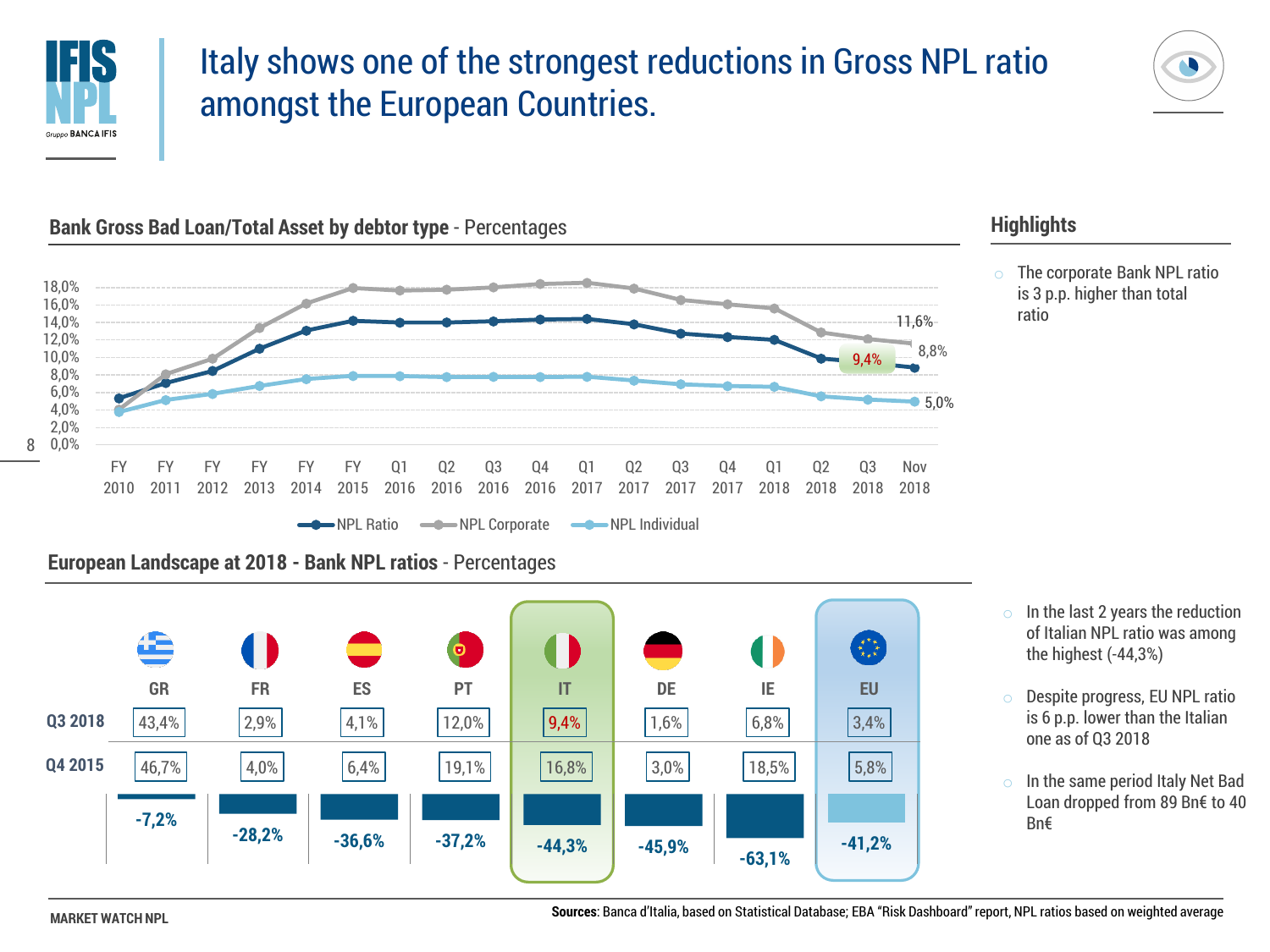# Italy shows one of the strongest reductions in Gross NPL ratio amongst the European Countries.

## Bank Gross Bad Loan/Total Asset by debtor type - Percentages

| Period | NPL Ratio | NPL Corporate | NPL Individual |
|---|---|---|---|
| Q3 2018 | 9,4% | | |
| Nov 2018 | 8,8% | 11,6% | 5,0% |

Legend: NPL Ratio, NPL Corporate, NPL Individual

## European Landscape at 2018 - Bank NPL ratios - Percentages

| | GR | FR | ES | PT | IT | DE | IE | EU |
|---|---|---|---|---|---|---|---|---|
| Q3 2018 | 43,4% | 2,9% | 4,1% | 12,0% | 9,4% | 1,6% | 6,8% | 3,4% |
| Q4 2015 | 46,7% | 4,0% | 6,4% | 19,1% | 16,8% | 3,0% | 18,5% | 5,8% |
| Change | -7,2% | -28,2% | -36,6% | -37,2% | -44,3% | -45,9% | -63,1% | -41,2% |

## Highlights

- The corporate Bank NPL ratio is 3 p.p. higher than total ratio
- In the last 2 years the reduction of Italian NPL ratio was among the highest (-44,3%)
- Despite progress, EU NPL ratio is 6 p.p. lower than the Italian one as of Q3 2018
- In the same period Italy Net Bad Loan dropped from 89 Bn€ to 40 Bn€

**Sources**: Banca d'Italia, based on Statistical Database; EBA "Risk Dashboard" report, NPL ratios based on weighted average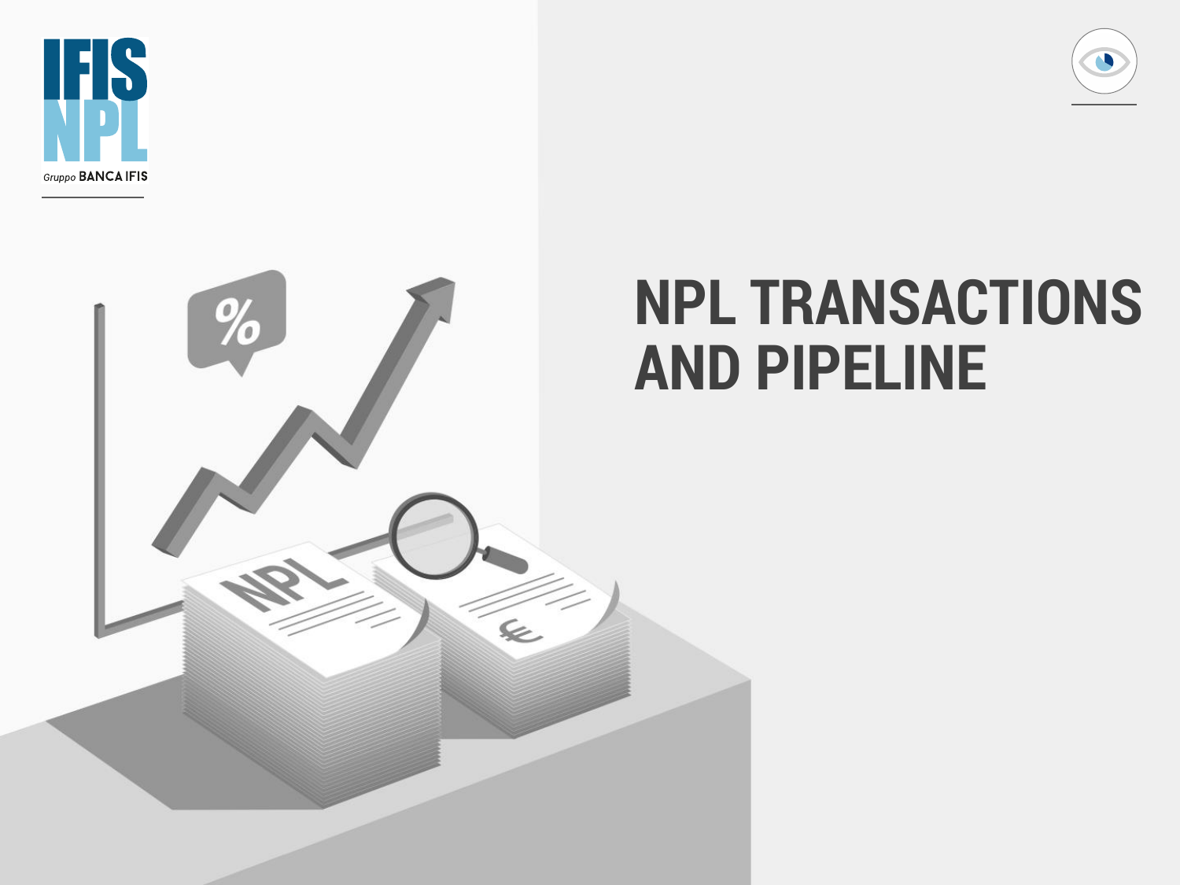# NPL TRANSACTIONS AND PIPELINE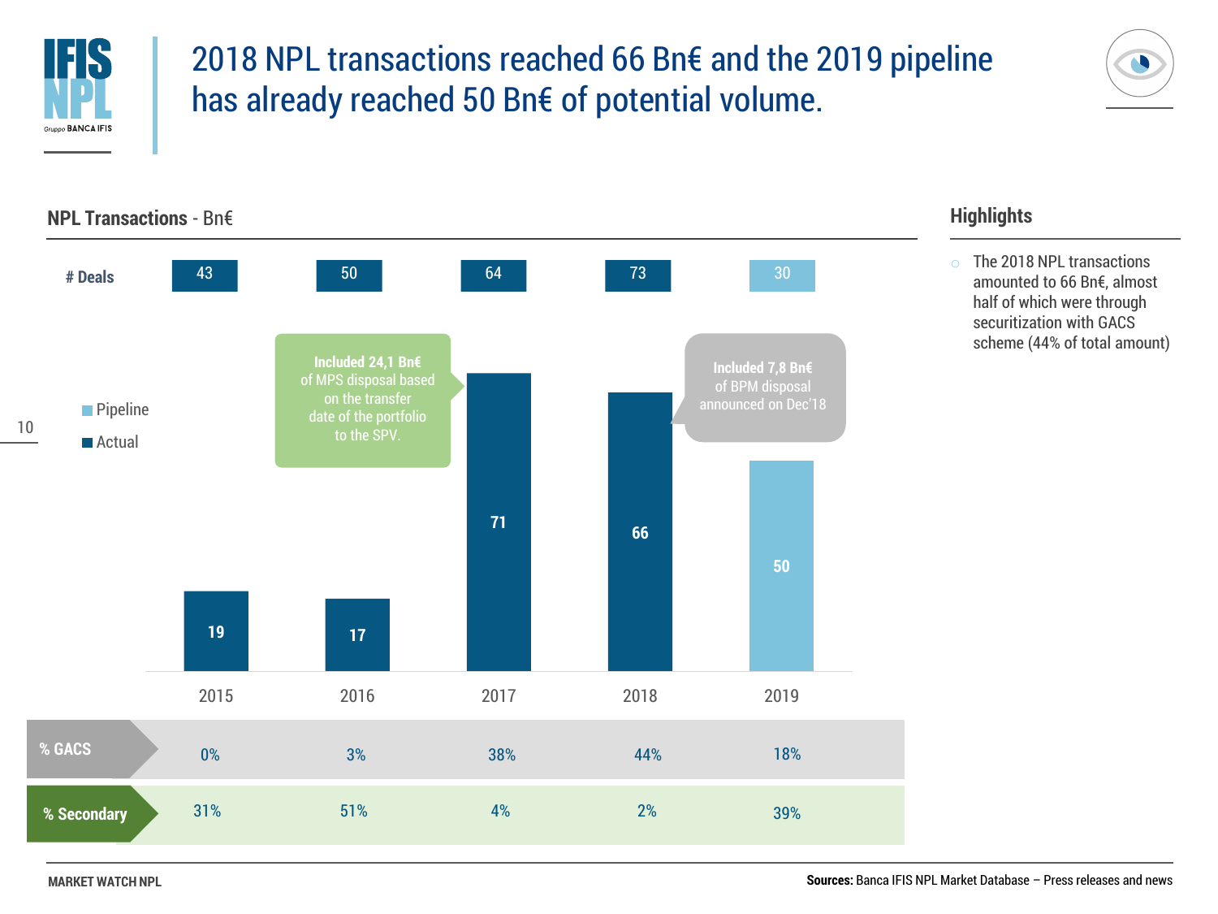# 2018 NPL transactions reached 66 Bn€ and the 2019 pipeline has already reached 50 Bn€ of potential volume.

## NPL Transactions - Bn€

| | 2015 | 2016 | 2017 | 2018 | 2019 |
|---|---|---|---|---|---|
| # Deals | 43 | 50 | 64 | 73 | 30 |
| Volume (Bn€) | 19 | 17 | 71 | 66 | 50 |
| % GACS | 0% | 3% | 38% | 44% | 18% |
| % Secondary | 31% | 51% | 4% | 2% | 39% |

Legend: Pipeline (2019); Actual (2015–2018)

2017: **Included 24,1 Bn€** of MPS disposal based on the transfer date of the portfolio to the SPV.

2018: **Included 7,8 Bn€** of BPM disposal announced on Dec'18

## Highlights

- The 2018 NPL transactions amounted to 66 Bn€, almost half of which were through securitization with GACS scheme (44% of total amount)

**Sources:** Banca IFIS NPL Market Database – Press releases and news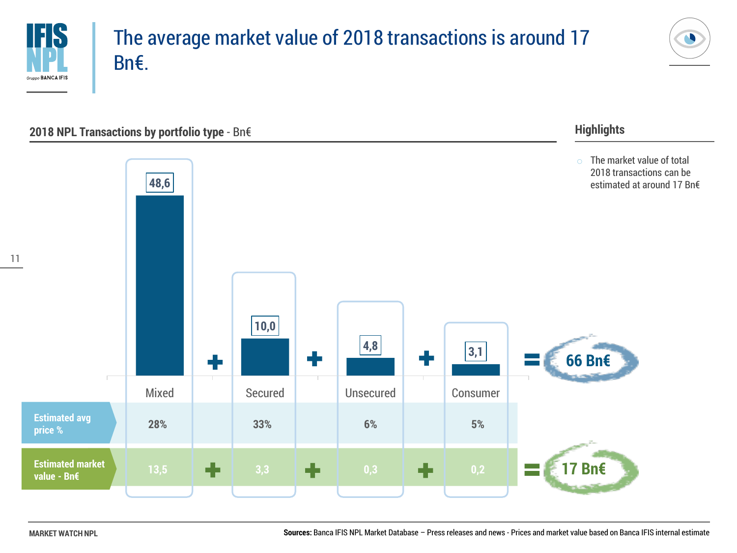# The average market value of 2018 transactions is around 17 Bn€.

## 2018 NPL Transactions by portfolio type - Bn€

| | Mixed | | Secured | | Unsecured | | Consumer | | Total |
|---|---|---|---|---|---|---|---|---|---|
| Transactions - Bn€ | 48,6 | + | 10,0 | + | 4,8 | + | 3,1 | = | 66 Bn€ |
| Estimated avg price % | 28% | | 33% | | 6% | | 5% | | |
| Estimated market value - Bn€ | 13,5 | + | 3,3 | + | 0,3 | + | 0,2 | = | 17 Bn€ |

## Highlights

- The market value of total 2018 transactions can be estimated at around 17 Bn€

MARKET WATCH NPL

**Sources:** Banca IFIS NPL Market Database – Press releases and news - Prices and market value based on Banca IFIS internal estimate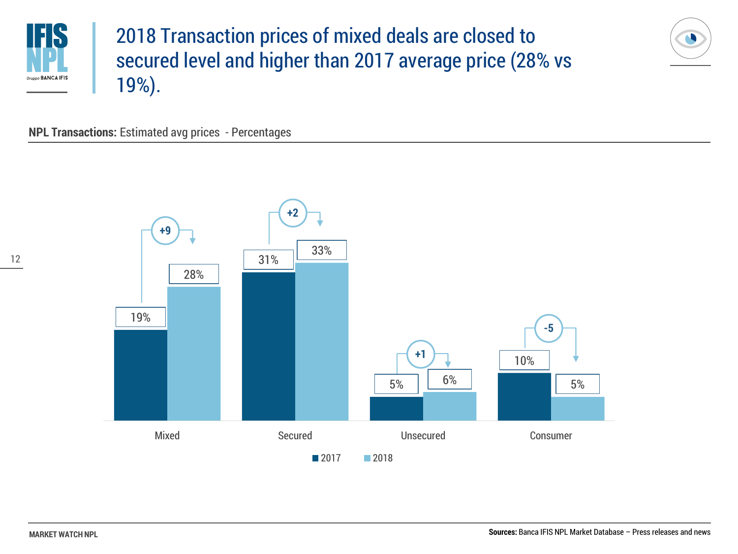# 2018 Transaction prices of mixed deals are closed to secured level and higher than 2017 average price (28% vs 19%).

**NPL Transactions:** Estimated avg prices - Percentages

| | 2017 | 2018 | Change |
|---|---|---|---|
| Mixed | 19% | 28% | +9 |
| Secured | 31% | 33% | +2 |
| Unsecured | 5% | 6% | +1 |
| Consumer | 10% | 5% | -5 |

**Sources:** Banca IFIS NPL Market Database – Press releases and news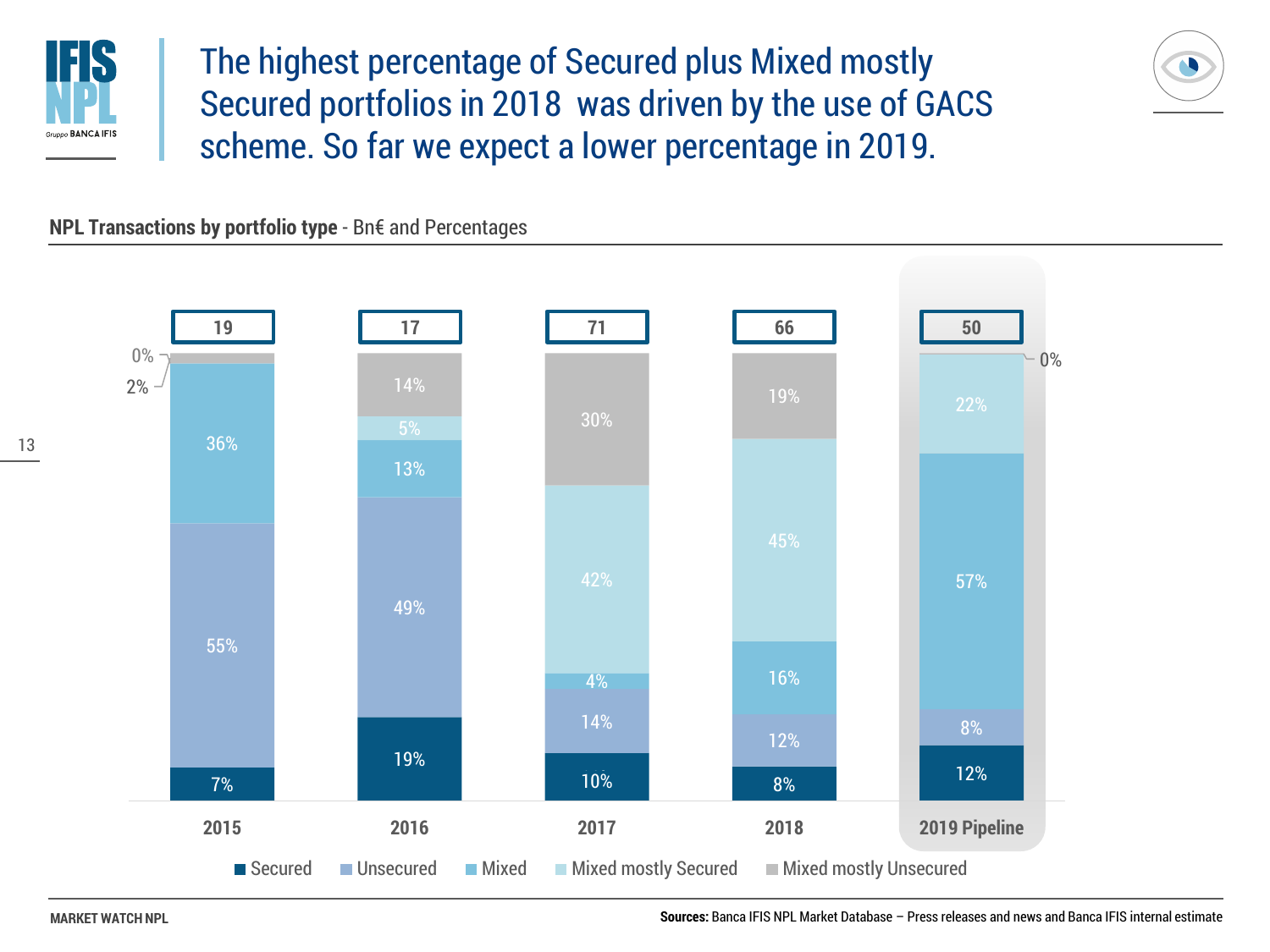# The highest percentage of Secured plus Mixed mostly Secured portfolios in 2018 was driven by the use of GACS scheme. So far we expect a lower percentage in 2019.

**NPL Transactions by portfolio type** - Bn€ and Percentages

| | 2015 | 2016 | 2017 | 2018 | 2019 Pipeline |
|---|---|---|---|---|---|
| Total (Bn€) | 19 | 17 | 71 | 66 | 50 |
| Secured | 7% | 19% | 10% | 8% | 12% |
| Unsecured | 55% | 49% | 14% | 12% | 8% |
| Mixed | 36% | 13% | 4% | 16% | 57% |
| Mixed mostly Secured | 0% | 5% | 42% | 45% | 22% |
| Mixed mostly Unsecured | 2% | 14% | 30% | 19% | 0% |

**Sources:** Banca IFIS NPL Market Database – Press releases and news and Banca IFIS internal estimate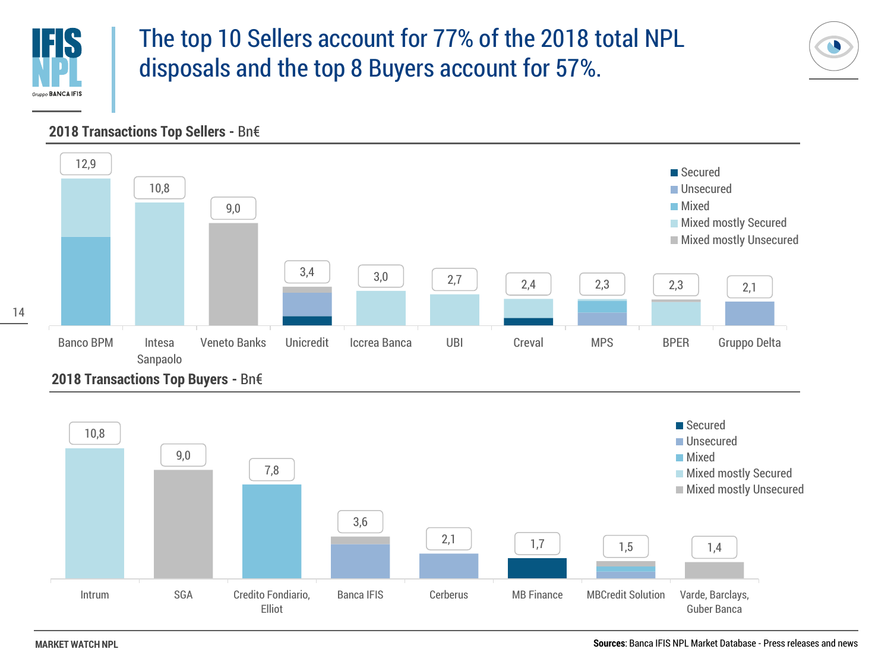# The top 10 Sellers account for 77% of the 2018 total NPL disposals and the top 8 Buyers account for 57%.

## 2018 Transactions Top Sellers - Bn€

| Seller | Total (Bn€) |
|---|---|
| Banco BPM | 12,9 |
| Intesa Sanpaolo | 10,8 |
| Veneto Banks | 9,0 |
| Unicredit | 3,4 |
| Iccrea Banca | 3,0 |
| UBI | 2,7 |
| Creval | 2,4 |
| MPS | 2,3 |
| BPER | 2,3 |
| Gruppo Delta | 2,1 |

Legend: Secured; Unsecured; Mixed; Mixed mostly Secured; Mixed mostly Unsecured

## 2018 Transactions Top Buyers - Bn€

| Buyer | Total (Bn€) |
|---|---|
| Intrum | 10,8 |
| SGA | 9,0 |
| Credito Fondiario, Elliot | 7,8 |
| Banca IFIS | 3,6 |
| Cerberus | 2,1 |
| MB Finance | 1,7 |
| MBCredit Solution | 1,5 |
| Varde, Barclays, Guber Banca | 1,4 |

Legend: Secured; Unsecured; Mixed; Mixed mostly Secured; Mixed mostly Unsecured

**Sources**: Banca IFIS NPL Market Database - Press releases and news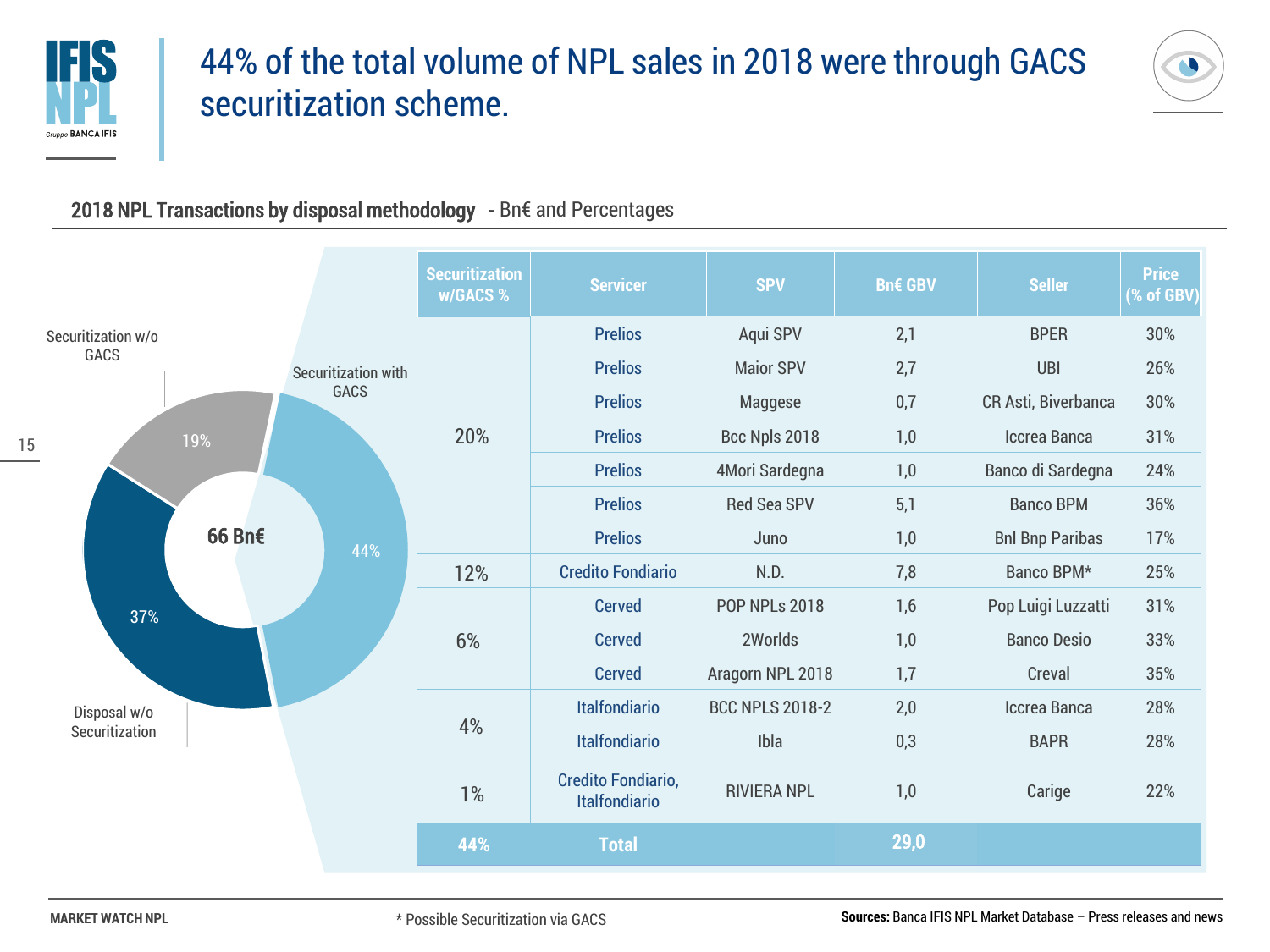# 44% of the total volume of NPL sales in 2018 were through GACS securitization scheme.

**2018 NPL Transactions by disposal methodology** - Bn€ and Percentages

66 Bn€

- Securitization with GACS: 44%
- Disposal w/o Securitization: 37%
- Securitization w/o GACS: 19%

| Securitization w/GACS % | Servicer | SPV | Bn€ GBV | Seller | Price (% of GBV) |
|---|---|---|---|---|---|
| 20% | Prelios | Aqui SPV | 2,1 | BPER | 30% |
| | Prelios | Maior SPV | 2,7 | UBI | 26% |
| | Prelios | Maggese | 0,7 | CR Asti, Biverbanca | 30% |
| | Prelios | Bcc Npls 2018 | 1,0 | Iccrea Banca | 31% |
| | Prelios | 4Mori Sardegna | 1,0 | Banco di Sardegna | 24% |
| | Prelios | Red Sea SPV | 5,1 | Banco BPM | 36% |
| | Prelios | Juno | 1,0 | Bnl Bnp Paribas | 17% |
| 12% | Credito Fondiario | N.D. | 7,8 | Banco BPM* | 25% |
| 6% | Cerved | POP NPLs 2018 | 1,6 | Pop Luigi Luzzatti | 31% |
| | Cerved | 2Worlds | 1,0 | Banco Desio | 33% |
| | Cerved | Aragorn NPL 2018 | 1,7 | Creval | 35% |
| 4% | Italfondiario | BCC NPLS 2018-2 | 2,0 | Iccrea Banca | 28% |
| | Italfondiario | Ibla | 0,3 | BAPR | 28% |
| 1% | Credito Fondiario, Italfondiario | RIVIERA NPL | 1,0 | Carige | 22% |
| **44%** | **Total** | | **29,0** | | |

\* Possible Securitization via GACS

**Sources:** Banca IFIS NPL Market Database – Press releases and news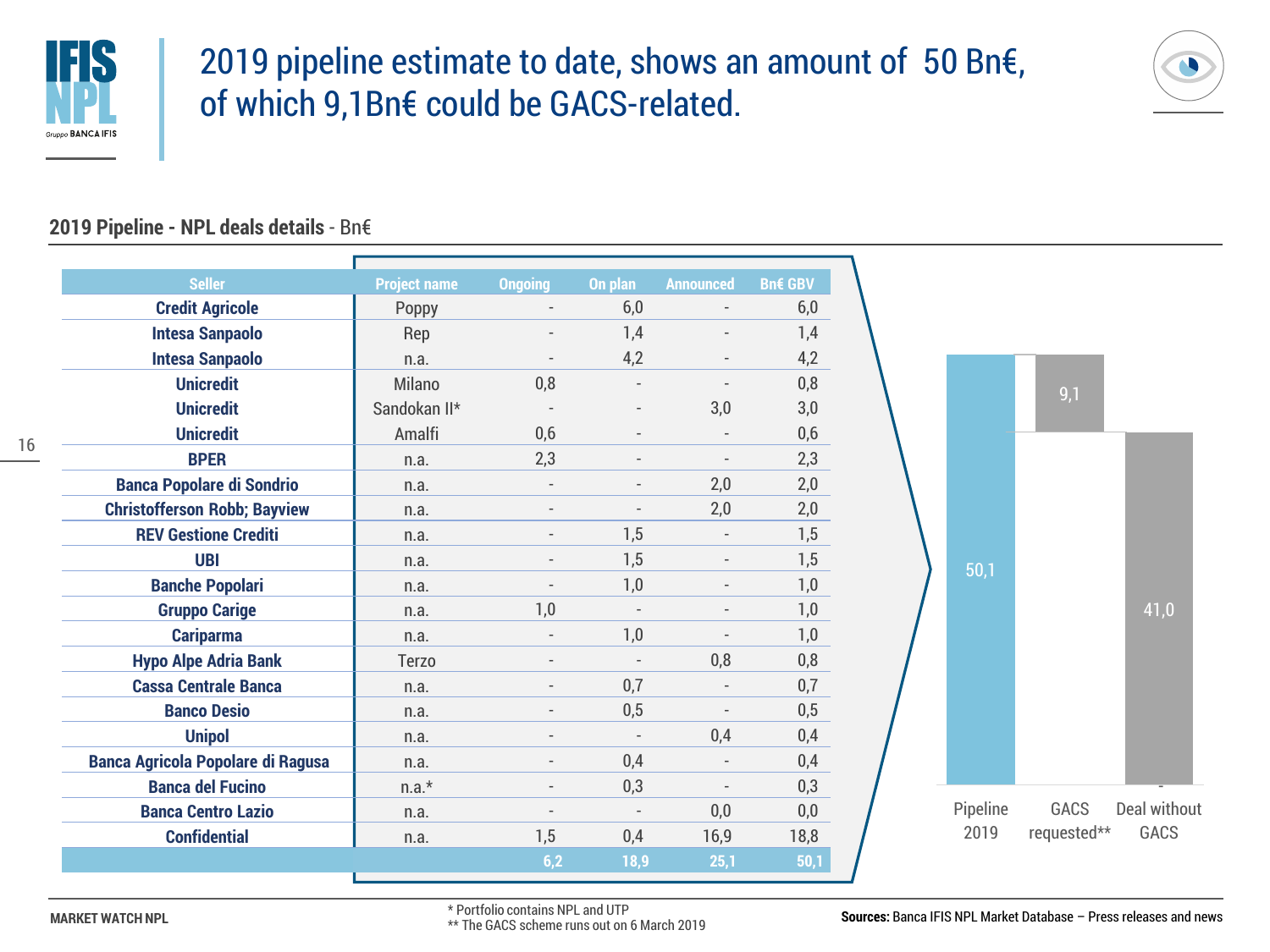# 2019 pipeline estimate to date, shows an amount of 50 Bn€, of which 9,1Bn€ could be GACS-related.

**2019 Pipeline - NPL deals details** - Bn€

| Seller | Project name | Ongoing | On plan | Announced | Bn€ GBV |
|---|---|---|---|---|---|
| Credit Agricole | Poppy | - | 6,0 | - | 6,0 |
| Intesa Sanpaolo | Rep | - | 1,4 | - | 1,4 |
| Intesa Sanpaolo | n.a. | - | 4,2 | - | 4,2 |
| Unicredit | Milano | 0,8 | - | - | 0,8 |
| Unicredit | Sandokan II* | - | - | 3,0 | 3,0 |
| Unicredit | Amalfi | 0,6 | - | - | 0,6 |
| BPER | n.a. | 2,3 | - | - | 2,3 |
| Banca Popolare di Sondrio | n.a. | - | - | 2,0 | 2,0 |
| Christofferson Robb; Bayview | n.a. | - | - | 2,0 | 2,0 |
| REV Gestione Crediti | n.a. | - | 1,5 | - | 1,5 |
| UBI | n.a. | - | 1,5 | - | 1,5 |
| Banche Popolari | n.a. | - | 1,0 | - | 1,0 |
| Gruppo Carige | n.a. | 1,0 | - | - | 1,0 |
| Cariparma | n.a. | - | 1,0 | - | 1,0 |
| Hypo Alpe Adria Bank | Terzo | - | - | 0,8 | 0,8 |
| Cassa Centrale Banca | n.a. | - | 0,7 | - | 0,7 |
| Banco Desio | n.a. | - | 0,5 | - | 0,5 |
| Unipol | n.a. | - | - | 0,4 | 0,4 |
| Banca Agricola Popolare di Ragusa | n.a. | - | 0,4 | - | 0,4 |
| Banca del Fucino | n.a.* | - | 0,3 | - | 0,3 |
| Banca Centro Lazio | n.a. | - | - | 0,0 | 0,0 |
| Confidential | n.a. | 1,5 | 0,4 | 16,9 | 18,8 |
| | | 6,2 | 18,9 | 25,1 | 50,1 |

| | Pipeline 2019 | GACS requested** | Deal without GACS |
|---|---|---|---|
| Bn€ | 50,1 | 9,1 | 41,0 |

\* Portfolio contains NPL and UTP
\*\* The GACS scheme runs out on 6 March 2019

MARKET WATCH NPL

**Sources:** Banca IFIS NPL Market Database – Press releases and news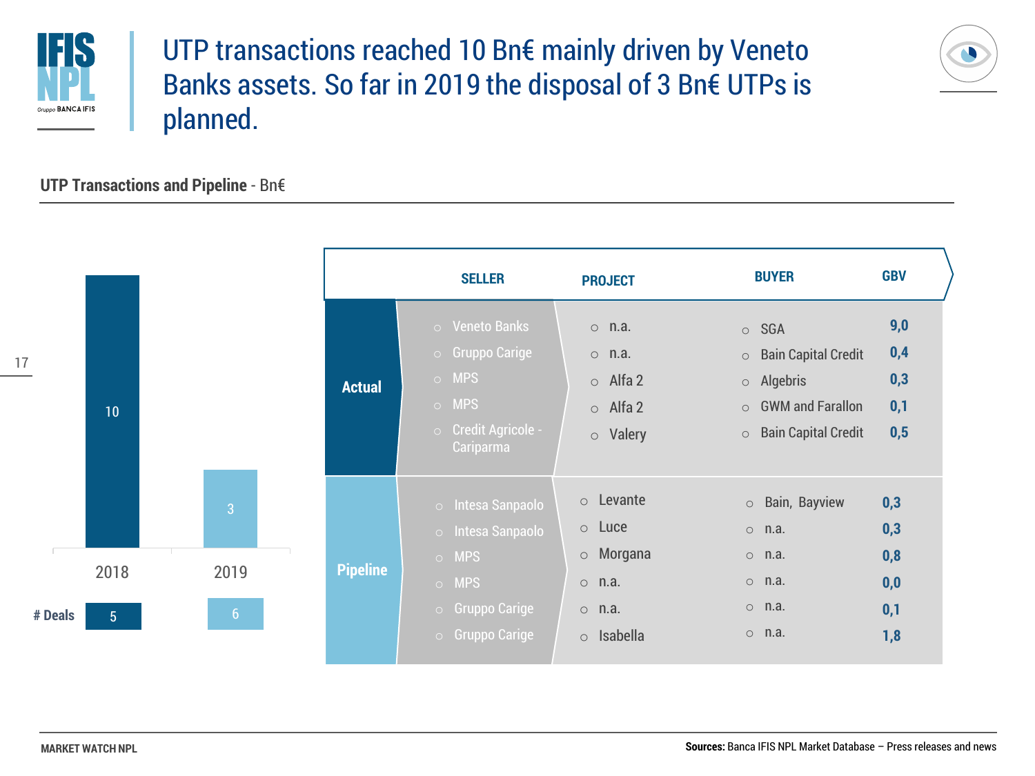# UTP transactions reached 10 Bn€ mainly driven by Veneto Banks assets. So far in 2019 the disposal of 3 Bn€ UTPs is planned.

**UTP Transactions and Pipeline** - Bn€

| | 2018 | 2019 |
|---|---|---|
| UTP Transactions (Bn€) | 10 | 3 |
| # Deals | 5 | 6 |

| | SELLER | PROJECT | BUYER | GBV |
|---|---|---|---|---|
| **Actual** | Veneto Banks | n.a. | SGA | 9,0 |
| | Gruppo Carige | n.a. | Bain Capital Credit | 0,4 |
| | MPS | Alfa 2 | Algebris | 0,3 |
| | MPS | Alfa 2 | GWM and Farallon | 0,1 |
| | Credit Agricole - Cariparma | Valery | Bain Capital Credit | 0,5 |
| **Pipeline** | Intesa Sanpaolo | Levante | Bain, Bayview | 0,3 |
| | Intesa Sanpaolo | Luce | n.a. | 0,3 |
| | MPS | Morgana | n.a. | 0,8 |
| | MPS | n.a. | n.a. | 0,0 |
| | Gruppo Carige | n.a. | n.a. | 0,1 |
| | Gruppo Carige | Isabella | n.a. | 1,8 |

**Sources:** Banca IFIS NPL Market Database – Press releases and news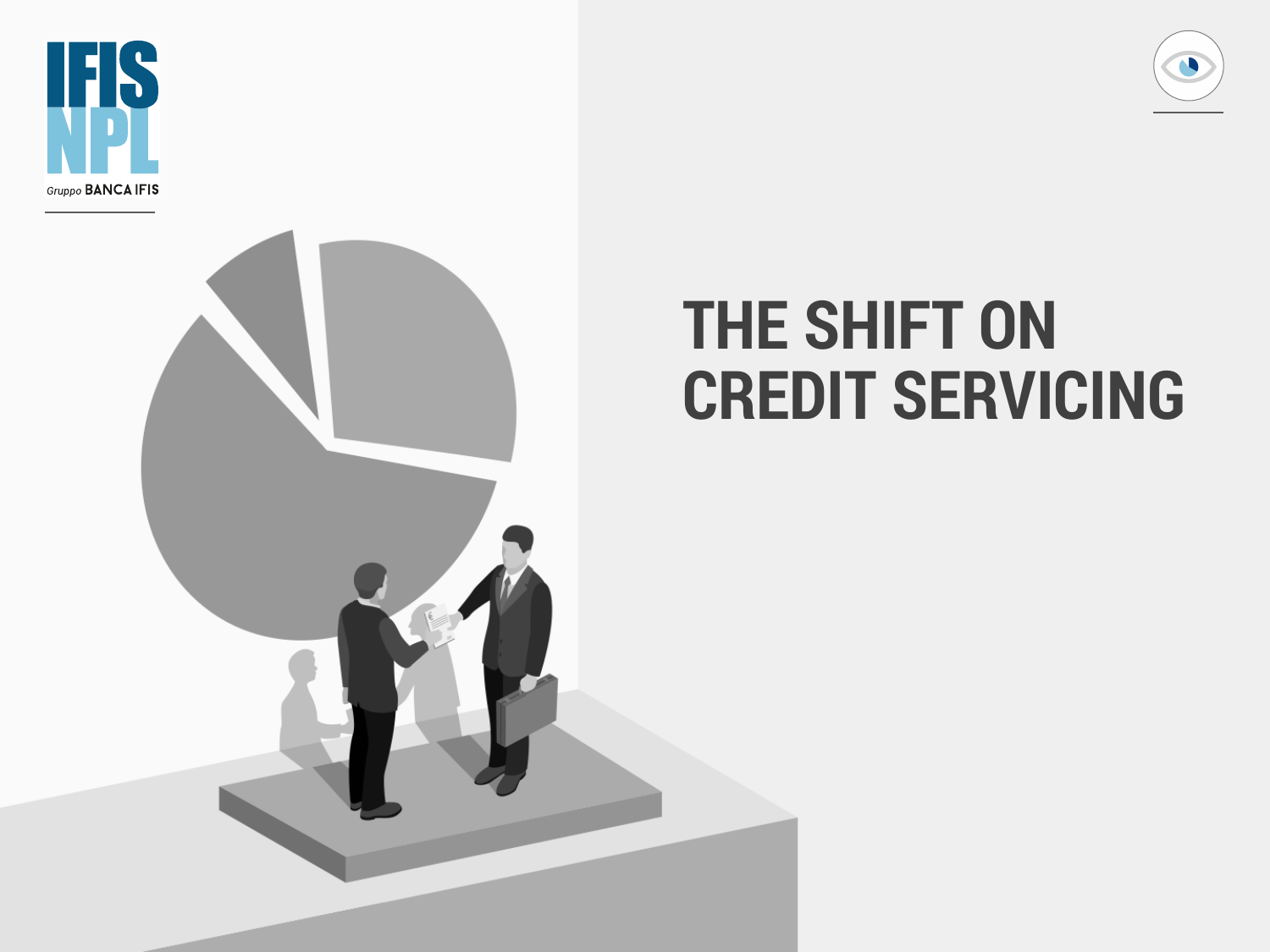# THE SHIFT ON CREDIT SERVICING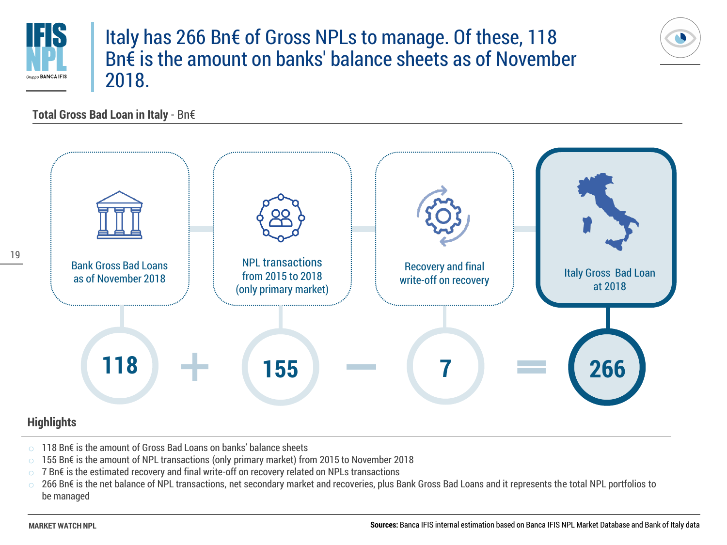# Italy has 266 Bn€ of Gross NPLs to manage. Of these, 118 Bn€ is the amount on banks' balance sheets as of November 2018.

**Total Gross Bad Loan in Italy** - Bn€

| Bank Gross Bad Loans as of November 2018 | | NPL transactions from 2015 to 2018 (only primary market) | | Recovery and final write-off on recovery | | Italy Gross Bad Loan at 2018 |
|---|---|---|---|---|---|---|
| 118 | + | 155 | – | 7 | = | 266 |

## Highlights

- 118 Bn€ is the amount of Gross Bad Loans on banks' balance sheets
- 155 Bn€ is the amount of NPL transactions (only primary market) from 2015 to November 2018
- 7 Bn€ is the estimated recovery and final write-off on recovery related on NPLs transactions
- 266 Bn€ is the net balance of NPL transactions, net secondary market and recoveries, plus Bank Gross Bad Loans and it represents the total NPL portfolios to be managed

**Sources:** Banca IFIS internal estimation based on Banca IFIS NPL Market Database and Bank of Italy data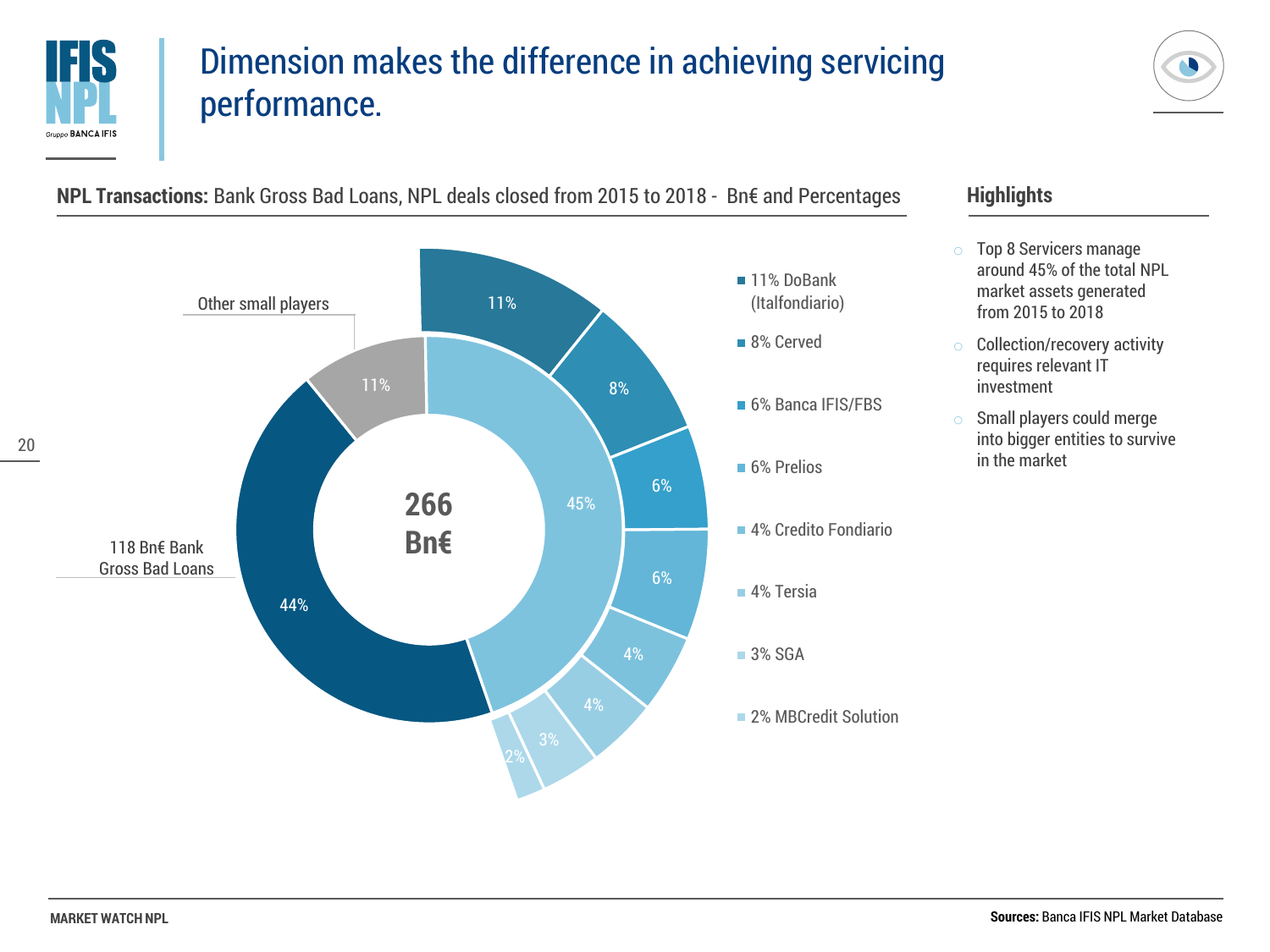# Dimension makes the difference in achieving servicing performance.

**NPL Transactions:** Bank Gross Bad Loans, NPL deals closed from 2015 to 2018 - Bn€ and Percentages

266 Bn€

Other small players 11%

118 Bn€ Bank Gross Bad Loans 44%

45%

- 11% DoBank (Italfondiario)
- 8% Cerved
- 6% Banca IFIS/FBS
- 6% Prelios
- 4% Credito Fondiario
- 4% Tersia
- 3% SGA
- 2% MBCredit Solution

## Highlights

- Top 8 Servicers manage around 45% of the total NPL market assets generated from 2015 to 2018
- Collection/recovery activity requires relevant IT investment
- Small players could merge into bigger entities to survive in the market

**Sources:** Banca IFIS NPL Market Database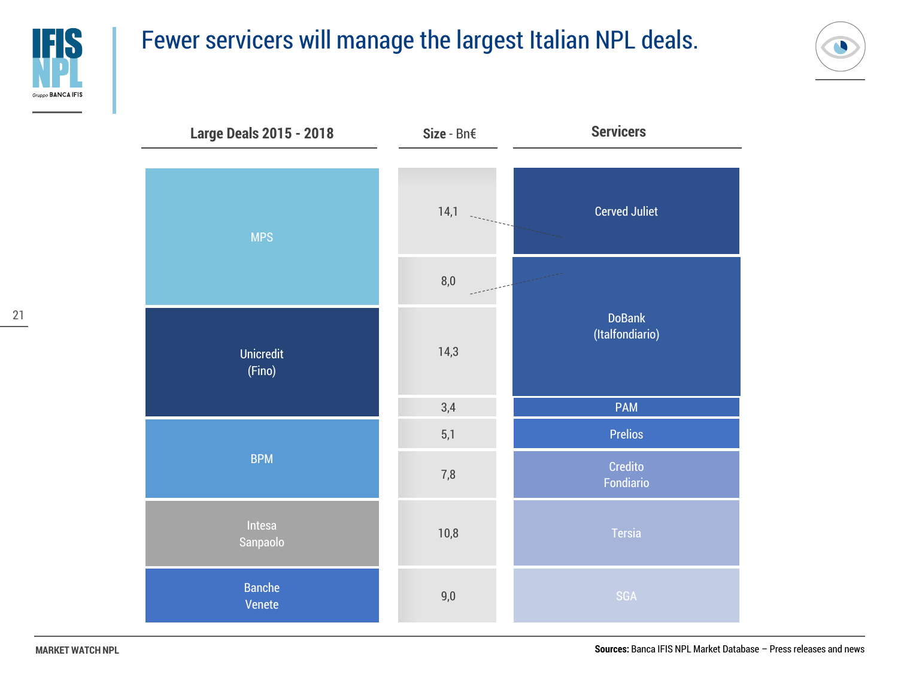# Fewer servicers will manage the largest Italian NPL deals.

| Large Deals 2015 - 2018 | Size - Bn€ | Servicers |
|---|---|---|
| MPS | 14,1 | Cerved Juliet |
| | 8,0 | DoBank (Italfondiario) |
| Unicredit (Fino) | 14,3 | |
| | 3,4 | PAM |
| BPM | 5,1 | Prelios |
| | 7,8 | Credito Fondiario |
| Intesa Sanpaolo | 10,8 | Tersia |
| Banche Venete | 9,0 | SGA |

MARKET WATCH NPL

**Sources:** Banca IFIS NPL Market Database – Press releases and news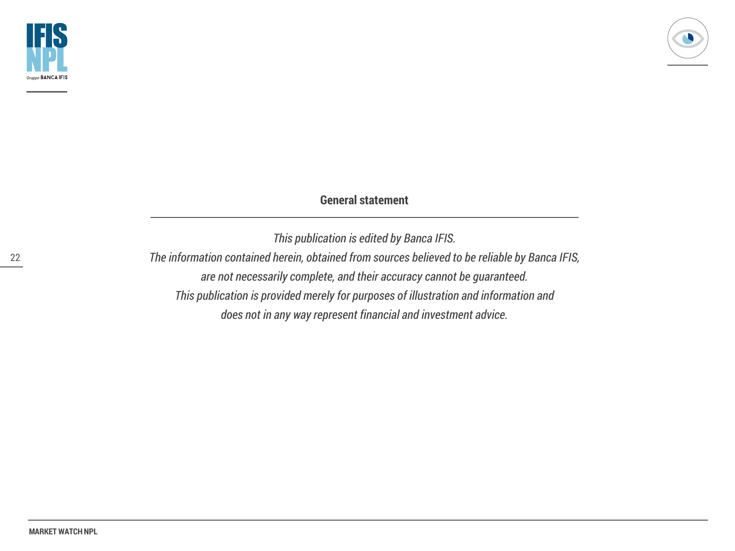## General statement

*This publication is edited by Banca IFIS.*
*The information contained herein, obtained from sources believed to be reliable by Banca IFIS, are not necessarily complete, and their accuracy cannot be guaranteed.*
*This publication is provided merely for purposes of illustration and information and does not in any way represent financial and investment advice.*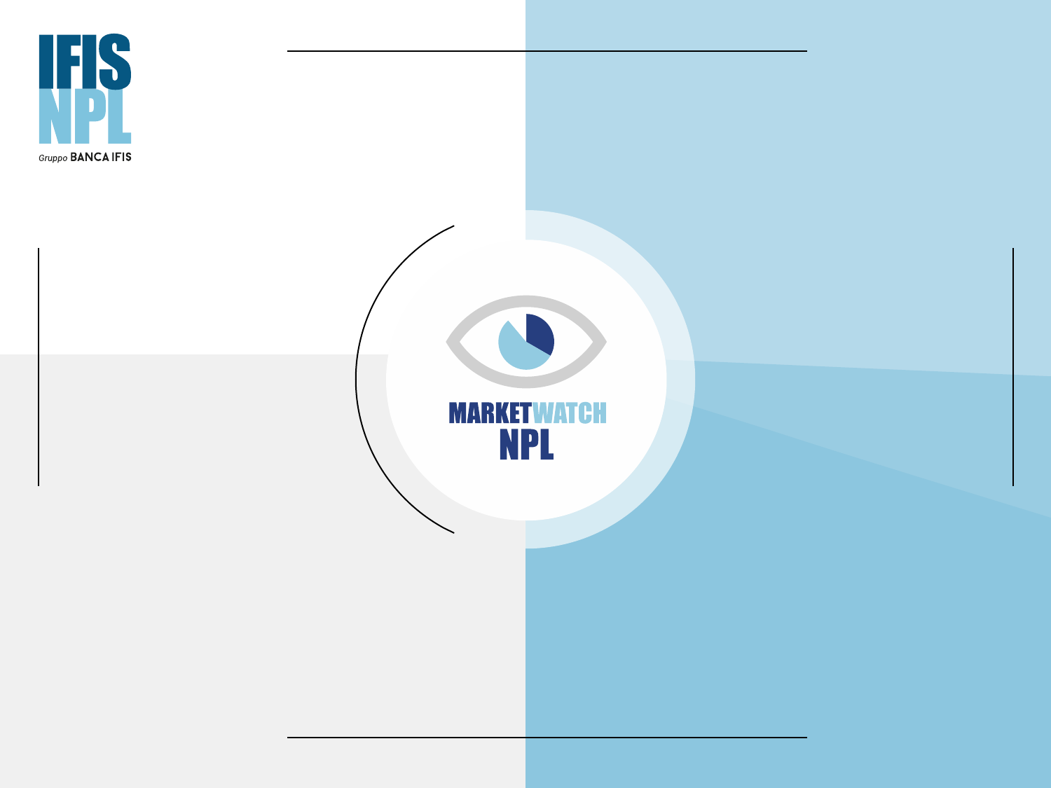IFIS NPL

Gruppo BANCA IFIS

MARKETWATCH NPL